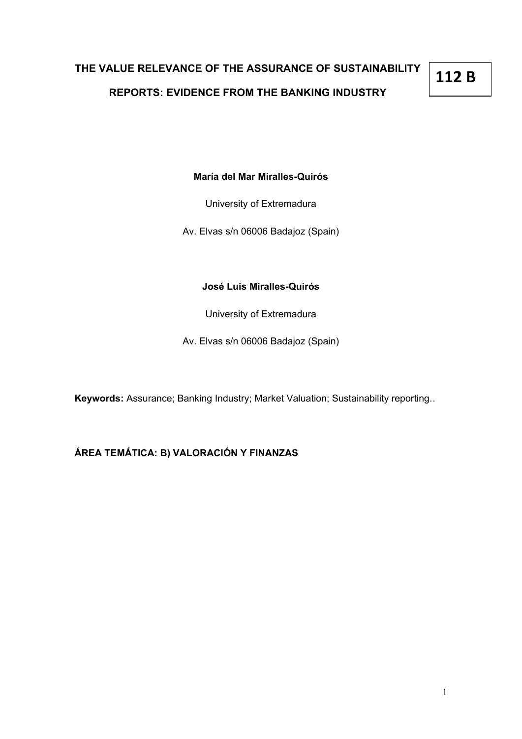# THE VALUE RELEVANCE OF THE ASSURANCE OF SUSTAINABILITY REPORTS: EVIDENCE FROM THE BANKING INDUSTRY

**112 B**

**María del Mar Miralles-Quirós**

University of Extremadura

Av. Elvas s/n 06006 Badajoz (Spain)

**José Luis Miralles-Quirós**

University of Extremadura

Av. Elvas s/n 06006 Badajoz (Spain)

**Keywords:** Assurance; Banking Industry; Market Valuation; Sustainability reporting..

**ÁREA TEMÁTICA: B) VALORACIÓN Y FINANZAS**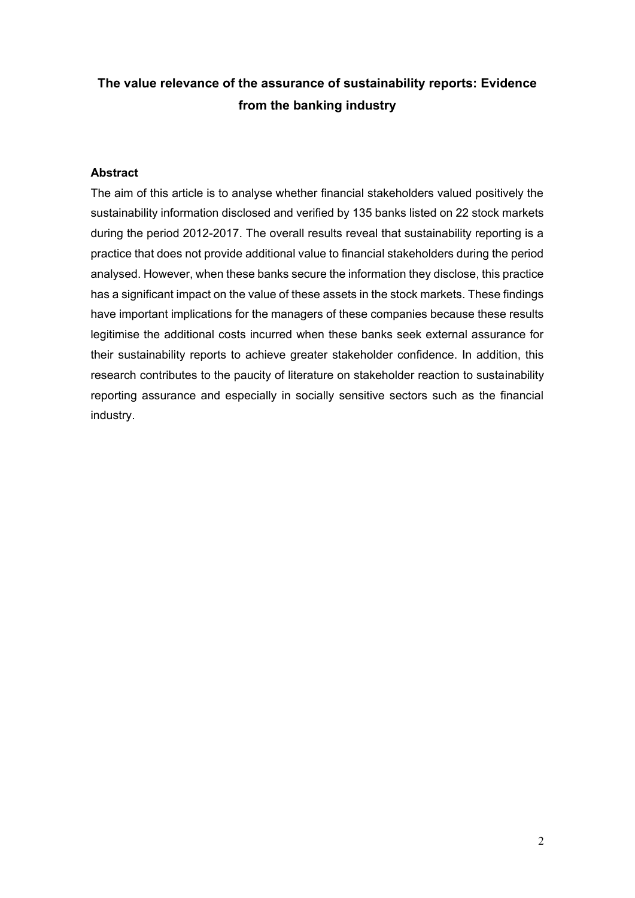# The value relevance of the assurance of sustainability reports: Evidence from the banking industry

## Abstract

The aim of this article is to analyse whether financial stakeholders valued positively the sustainability information disclosed and verified by 135 banks listed on 22 stock markets during the period 2012-2017. The overall results reveal that sustainability reporting is a practice that does not provide additional value to financial stakeholders during the period analysed. However, when these banks secure the information they disclose, this practice has a significant impact on the value of these assets in the stock markets. These findings have important implications for the managers of these companies because these results legitimise the additional costs incurred when these banks seek external assurance for their sustainability reports to achieve greater stakeholder confidence. In addition, this research contributes to the paucity of literature on stakeholder reaction to sustainability reporting assurance and especially in socially sensitive sectors such as the financial industry.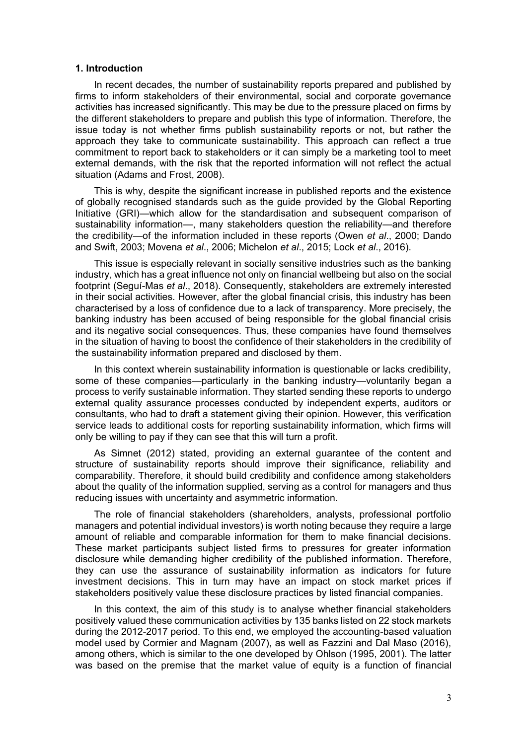## 1. Introduction

In recent decades, the number of sustainability reports prepared and published by firms to inform stakeholders of their environmental, social and corporate governance activities has increased significantly. This may be due to the pressure placed on firms by the different stakeholders to prepare and publish this type of information. Therefore, the issue today is not whether firms publish sustainability reports or not, but rather the approach they take to communicate sustainability. This approach can reflect a true commitment to report back to stakeholders or it can simply be a marketing tool to meet external demands, with the risk that the reported information will not reflect the actual situation (Adams and Frost, 2008).

This is why, despite the significant increase in published reports and the existence of globally recognised standards such as the guide provided by the Global Reporting Initiative (GRI)—which allow for the standardisation and subsequent comparison of sustainability information—, many stakeholders question the reliability—and therefore the credibility—of the information included in these reports (Owen *et al*., 2000; Dando and Swift, 2003; Movena *et al*., 2006; Michelon *et al*., 2015; Lock *et al*., 2016).

This issue is especially relevant in socially sensitive industries such as the banking industry, which has a great influence not only on financial wellbeing but also on the social footprint (Seguí-Mas *et al*., 2018). Consequently, stakeholders are extremely interested in their social activities. However, after the global financial crisis, this industry has been characterised by a loss of confidence due to a lack of transparency. More precisely, the banking industry has been accused of being responsible for the global financial crisis and its negative social consequences. Thus, these companies have found themselves in the situation of having to boost the confidence of their stakeholders in the credibility of the sustainability information prepared and disclosed by them.

In this context wherein sustainability information is questionable or lacks credibility, some of these companies—particularly in the banking industry—voluntarily began a process to verify sustainable information. They started sending these reports to undergo external quality assurance processes conducted by independent experts, auditors or consultants, who had to draft a statement giving their opinion. However, this verification service leads to additional costs for reporting sustainability information, which firms will only be willing to pay if they can see that this will turn a profit.

As Simnet (2012) stated, providing an external guarantee of the content and structure of sustainability reports should improve their significance, reliability and comparability. Therefore, it should build credibility and confidence among stakeholders about the quality of the information supplied, serving as a control for managers and thus reducing issues with uncertainty and asymmetric information.

The role of financial stakeholders (shareholders, analysts, professional portfolio managers and potential individual investors) is worth noting because they require a large amount of reliable and comparable information for them to make financial decisions. These market participants subject listed firms to pressures for greater information disclosure while demanding higher credibility of the published information. Therefore, they can use the assurance of sustainability information as indicators for future investment decisions. This in turn may have an impact on stock market prices if stakeholders positively value these disclosure practices by listed financial companies.

In this context, the aim of this study is to analyse whether financial stakeholders positively valued these communication activities by 135 banks listed on 22 stock markets during the 2012-2017 period. To this end, we employed the accounting-based valuation model used by Cormier and Magnam (2007), as well as Fazzini and Dal Maso (2016), among others, which is similar to the one developed by Ohlson (1995, 2001). The latter was based on the premise that the market value of equity is a function of financial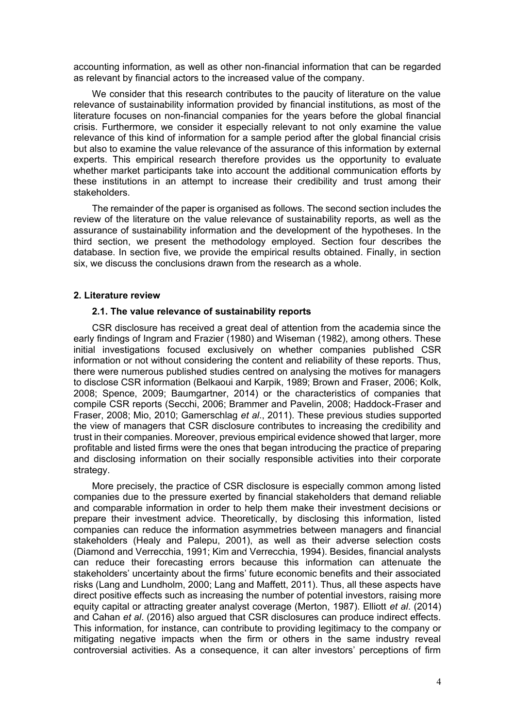accounting information, as well as other non-financial information that can be regarded as relevant by financial actors to the increased value of the company.

We consider that this research contributes to the paucity of literature on the value relevance of sustainability information provided by financial institutions, as most of the literature focuses on non-financial companies for the years before the global financial crisis. Furthermore, we consider it especially relevant to not only examine the value relevance of this kind of information for a sample period after the global financial crisis but also to examine the value relevance of the assurance of this information by external experts. This empirical research therefore provides us the opportunity to evaluate whether market participants take into account the additional communication efforts by these institutions in an attempt to increase their credibility and trust among their stakeholders.

The remainder of the paper is organised as follows. The second section includes the review of the literature on the value relevance of sustainability reports, as well as the assurance of sustainability information and the development of the hypotheses. In the third section, we present the methodology employed. Section four describes the database. In section five, we provide the empirical results obtained. Finally, in section six, we discuss the conclusions drawn from the research as a whole.

## 2. Literature review

### 2.1. The value relevance of sustainability reports

CSR disclosure has received a great deal of attention from the academia since the early findings of Ingram and Frazier (1980) and Wiseman (1982), among others. These initial investigations focused exclusively on whether companies published CSR information or not without considering the content and reliability of these reports. Thus, there were numerous published studies centred on analysing the motives for managers to disclose CSR information (Belkaoui and Karpik, 1989; Brown and Fraser, 2006; Kolk, 2008; Spence, 2009; Baumgartner, 2014) or the characteristics of companies that compile CSR reports (Secchi, 2006; Brammer and Pavelin, 2008; Haddock-Fraser and Fraser, 2008; Mio, 2010; Gamerschlag *et al*., 2011). These previous studies supported the view of managers that CSR disclosure contributes to increasing the credibility and trust in their companies. Moreover, previous empirical evidence showed that larger, more profitable and listed firms were the ones that began introducing the practice of preparing and disclosing information on their socially responsible activities into their corporate strategy.

More precisely, the practice of CSR disclosure is especially common among listed companies due to the pressure exerted by financial stakeholders that demand reliable and comparable information in order to help them make their investment decisions or prepare their investment advice. Theoretically, by disclosing this information, listed companies can reduce the information asymmetries between managers and financial stakeholders (Healy and Palepu, 2001), as well as their adverse selection costs (Diamond and Verrecchia, 1991; Kim and Verrecchia, 1994). Besides, financial analysts can reduce their forecasting errors because this information can attenuate the stakeholders' uncertainty about the firms' future economic benefits and their associated risks (Lang and Lundholm, 2000; Lang and Maffett, 2011). Thus, all these aspects have direct positive effects such as increasing the number of potential investors, raising more equity capital or attracting greater analyst coverage (Merton, 1987). Elliott *et al*. (2014) and Cahan *et al*. (2016) also argued that CSR disclosures can produce indirect effects. This information, for instance, can contribute to providing legitimacy to the company or mitigating negative impacts when the firm or others in the same industry reveal controversial activities. As a consequence, it can alter investors' perceptions of firm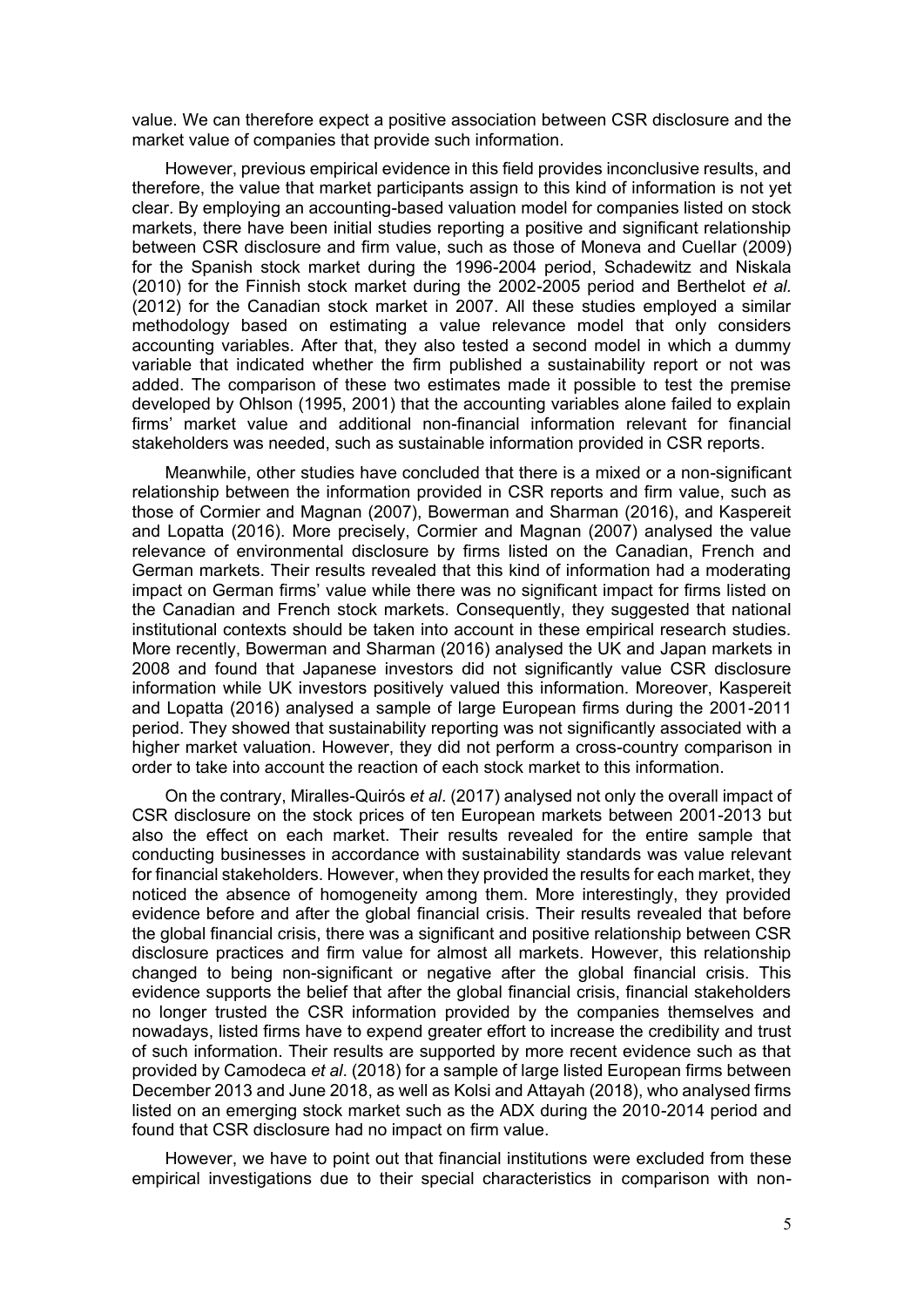value. We can therefore expect a positive association between CSR disclosure and the market value of companies that provide such information.

However, previous empirical evidence in this field provides inconclusive results, and therefore, the value that market participants assign to this kind of information is not yet clear. By employing an accounting-based valuation model for companies listed on stock markets, there have been initial studies reporting a positive and significant relationship between CSR disclosure and firm value, such as those of Moneva and Cuellar (2009) for the Spanish stock market during the 1996-2004 period, Schadewitz and Niskala (2010) for the Finnish stock market during the 2002-2005 period and Berthelot *et al.* (2012) for the Canadian stock market in 2007. All these studies employed a similar methodology based on estimating a value relevance model that only considers accounting variables. After that, they also tested a second model in which a dummy variable that indicated whether the firm published a sustainability report or not was added. The comparison of these two estimates made it possible to test the premise developed by Ohlson (1995, 2001) that the accounting variables alone failed to explain firms' market value and additional non-financial information relevant for financial stakeholders was needed, such as sustainable information provided in CSR reports.

Meanwhile, other studies have concluded that there is a mixed or a non-significant relationship between the information provided in CSR reports and firm value, such as those of Cormier and Magnan (2007), Bowerman and Sharman (2016), and Kaspereit and Lopatta (2016). More precisely, Cormier and Magnan (2007) analysed the value relevance of environmental disclosure by firms listed on the Canadian, French and German markets. Their results revealed that this kind of information had a moderating impact on German firms' value while there was no significant impact for firms listed on the Canadian and French stock markets. Consequently, they suggested that national institutional contexts should be taken into account in these empirical research studies. More recently, Bowerman and Sharman (2016) analysed the UK and Japan markets in 2008 and found that Japanese investors did not significantly value CSR disclosure information while UK investors positively valued this information. Moreover, Kaspereit and Lopatta (2016) analysed a sample of large European firms during the 2001-2011 period. They showed that sustainability reporting was not significantly associated with a higher market valuation. However, they did not perform a cross-country comparison in order to take into account the reaction of each stock market to this information.

On the contrary, Miralles-Quirós *et al*. (2017) analysed not only the overall impact of CSR disclosure on the stock prices of ten European markets between 2001-2013 but also the effect on each market. Their results revealed for the entire sample that conducting businesses in accordance with sustainability standards was value relevant for financial stakeholders. However, when they provided the results for each market, they noticed the absence of homogeneity among them. More interestingly, they provided evidence before and after the global financial crisis. Their results revealed that before the global financial crisis, there was a significant and positive relationship between CSR disclosure practices and firm value for almost all markets. However, this relationship changed to being non-significant or negative after the global financial crisis. This evidence supports the belief that after the global financial crisis, financial stakeholders no longer trusted the CSR information provided by the companies themselves and nowadays, listed firms have to expend greater effort to increase the credibility and trust of such information. Their results are supported by more recent evidence such as that provided by Camodeca *et al*. (2018) for a sample of large listed European firms between December 2013 and June 2018, as well as Kolsi and Attayah (2018), who analysed firms listed on an emerging stock market such as the ADX during the 2010-2014 period and found that CSR disclosure had no impact on firm value.

However, we have to point out that financial institutions were excluded from these empirical investigations due to their special characteristics in comparison with non-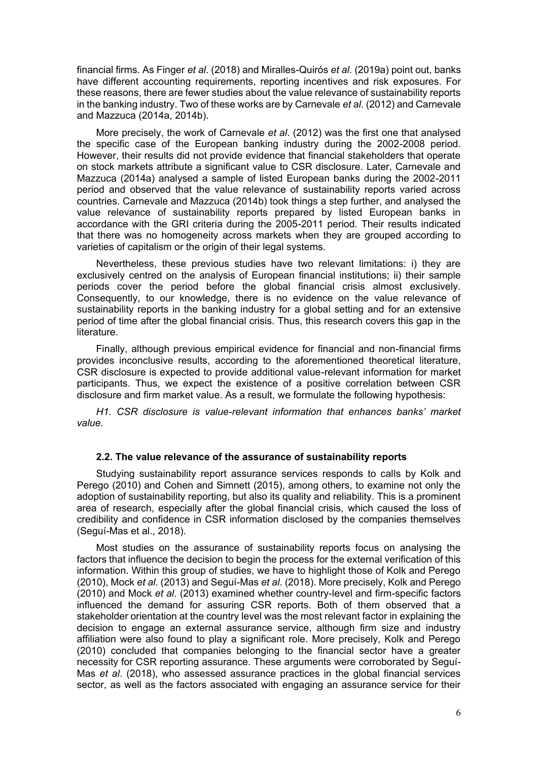financial firms. As Finger *et al*. (2018) and Miralles-Quirós *et al*. (2019a) point out, banks have different accounting requirements, reporting incentives and risk exposures. For these reasons, there are fewer studies about the value relevance of sustainability reports in the banking industry. Two of these works are by Carnevale *et al*. (2012) and Carnevale and Mazzuca (2014a, 2014b).

More precisely, the work of Carnevale *et al*. (2012) was the first one that analysed the specific case of the European banking industry during the 2002-2008 period. However, their results did not provide evidence that financial stakeholders that operate on stock markets attribute a significant value to CSR disclosure. Later, Carnevale and Mazzuca (2014a) analysed a sample of listed European banks during the 2002-2011 period and observed that the value relevance of sustainability reports varied across countries. Carnevale and Mazzuca (2014b) took things a step further, and analysed the value relevance of sustainability reports prepared by listed European banks in accordance with the GRI criteria during the 2005-2011 period. Their results indicated that there was no homogeneity across markets when they are grouped according to varieties of capitalism or the origin of their legal systems.

Nevertheless, these previous studies have two relevant limitations: i) they are exclusively centred on the analysis of European financial institutions; ii) their sample periods cover the period before the global financial crisis almost exclusively. Consequently, to our knowledge, there is no evidence on the value relevance of sustainability reports in the banking industry for a global setting and for an extensive period of time after the global financial crisis. Thus, this research covers this gap in the literature.

Finally, although previous empirical evidence for financial and non-financial firms provides inconclusive results, according to the aforementioned theoretical literature, CSR disclosure is expected to provide additional value-relevant information for market participants. Thus, we expect the existence of a positive correlation between CSR disclosure and firm market value. As a result, we formulate the following hypothesis:

*H1. CSR disclosure is value-relevant information that enhances banks' market value.*

### 2.2. The value relevance of the assurance of sustainability reports

Studying sustainability report assurance services responds to calls by Kolk and Perego (2010) and Cohen and Simnett (2015), among others, to examine not only the adoption of sustainability reporting, but also its quality and reliability. This is a prominent area of research, especially after the global financial crisis, which caused the loss of credibility and confidence in CSR information disclosed by the companies themselves (Seguí-Mas et al., 2018).

Most studies on the assurance of sustainability reports focus on analysing the factors that influence the decision to begin the process for the external verification of this information. Within this group of studies, we have to highlight those of Kolk and Perego (2010), Mock *et al*. (2013) and Seguí-Mas *et al*. (2018). More precisely, Kolk and Perego (2010) and Mock *et al*. (2013) examined whether country-level and firm-specific factors influenced the demand for assuring CSR reports. Both of them observed that a stakeholder orientation at the country level was the most relevant factor in explaining the decision to engage an external assurance service, although firm size and industry affiliation were also found to play a significant role. More precisely, Kolk and Perego (2010) concluded that companies belonging to the financial sector have a greater necessity for CSR reporting assurance. These arguments were corroborated by Seguí-Mas *et al*. (2018), who assessed assurance practices in the global financial services sector, as well as the factors associated with engaging an assurance service for their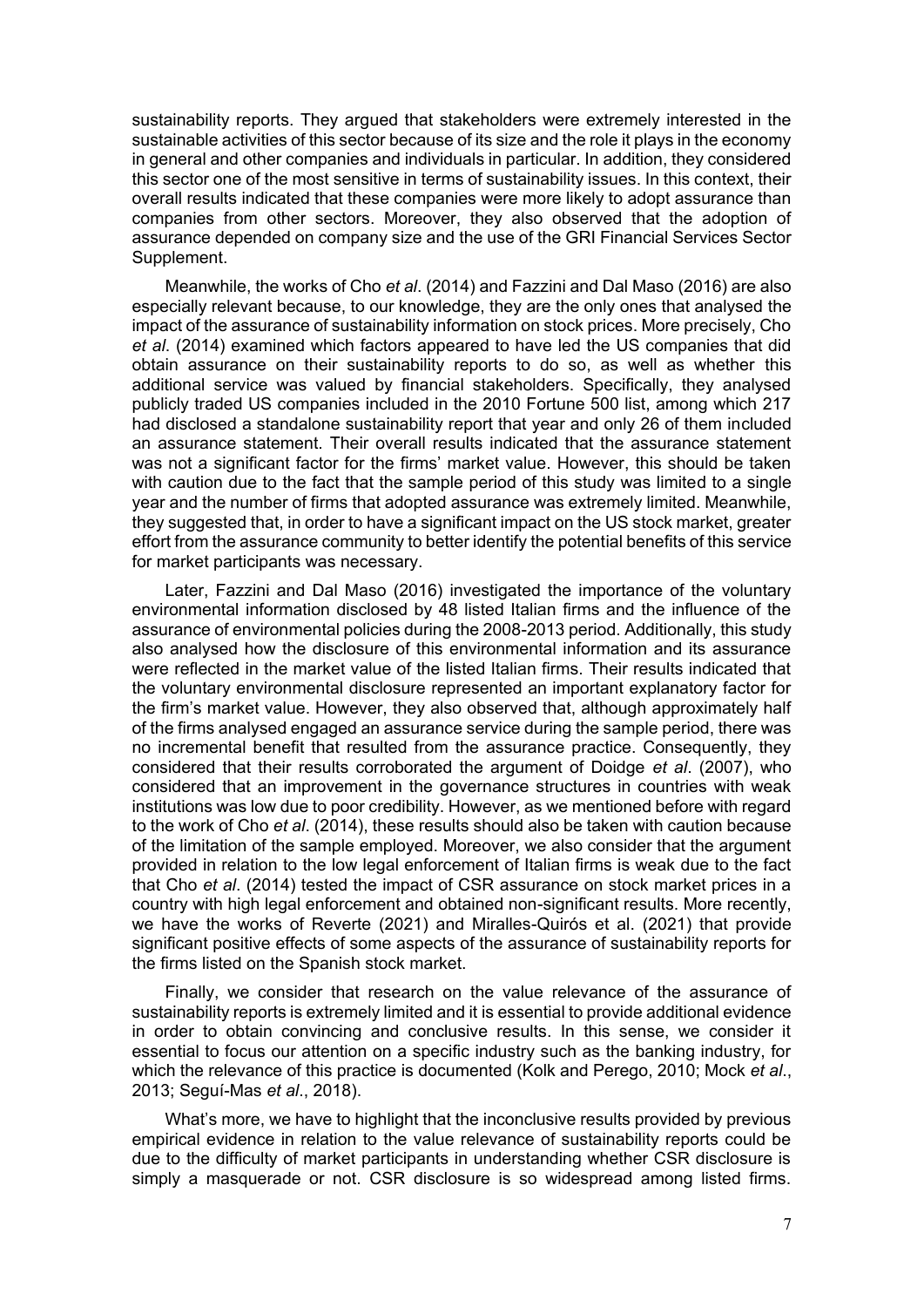sustainability reports. They argued that stakeholders were extremely interested in the sustainable activities of this sector because of its size and the role it plays in the economy in general and other companies and individuals in particular. In addition, they considered this sector one of the most sensitive in terms of sustainability issues. In this context, their overall results indicated that these companies were more likely to adopt assurance than companies from other sectors. Moreover, they also observed that the adoption of assurance depended on company size and the use of the GRI Financial Services Sector Supplement.

Meanwhile, the works of Cho *et al*. (2014) and Fazzini and Dal Maso (2016) are also especially relevant because, to our knowledge, they are the only ones that analysed the impact of the assurance of sustainability information on stock prices. More precisely, Cho *et al*. (2014) examined which factors appeared to have led the US companies that did obtain assurance on their sustainability reports to do so, as well as whether this additional service was valued by financial stakeholders. Specifically, they analysed publicly traded US companies included in the 2010 Fortune 500 list, among which 217 had disclosed a standalone sustainability report that year and only 26 of them included an assurance statement. Their overall results indicated that the assurance statement was not a significant factor for the firms' market value. However, this should be taken with caution due to the fact that the sample period of this study was limited to a single year and the number of firms that adopted assurance was extremely limited. Meanwhile, they suggested that, in order to have a significant impact on the US stock market, greater effort from the assurance community to better identify the potential benefits of this service for market participants was necessary.

Later, Fazzini and Dal Maso (2016) investigated the importance of the voluntary environmental information disclosed by 48 listed Italian firms and the influence of the assurance of environmental policies during the 2008-2013 period. Additionally, this study also analysed how the disclosure of this environmental information and its assurance were reflected in the market value of the listed Italian firms. Their results indicated that the voluntary environmental disclosure represented an important explanatory factor for the firm's market value. However, they also observed that, although approximately half of the firms analysed engaged an assurance service during the sample period, there was no incremental benefit that resulted from the assurance practice. Consequently, they considered that their results corroborated the argument of Doidge *et al*. (2007), who considered that an improvement in the governance structures in countries with weak institutions was low due to poor credibility. However, as we mentioned before with regard to the work of Cho *et al*. (2014), these results should also be taken with caution because of the limitation of the sample employed. Moreover, we also consider that the argument provided in relation to the low legal enforcement of Italian firms is weak due to the fact that Cho *et al*. (2014) tested the impact of CSR assurance on stock market prices in a country with high legal enforcement and obtained non-significant results. More recently, we have the works of Reverte (2021) and Miralles-Quirós et al. (2021) that provide significant positive effects of some aspects of the assurance of sustainability reports for the firms listed on the Spanish stock market.

Finally, we consider that research on the value relevance of the assurance of sustainability reports is extremely limited and it is essential to provide additional evidence in order to obtain convincing and conclusive results. In this sense, we consider it essential to focus our attention on a specific industry such as the banking industry, for which the relevance of this practice is documented (Kolk and Perego, 2010; Mock *et al*., 2013; Seguí-Mas *et al*., 2018).

What's more, we have to highlight that the inconclusive results provided by previous empirical evidence in relation to the value relevance of sustainability reports could be due to the difficulty of market participants in understanding whether CSR disclosure is simply a masquerade or not. CSR disclosure is so widespread among listed firms.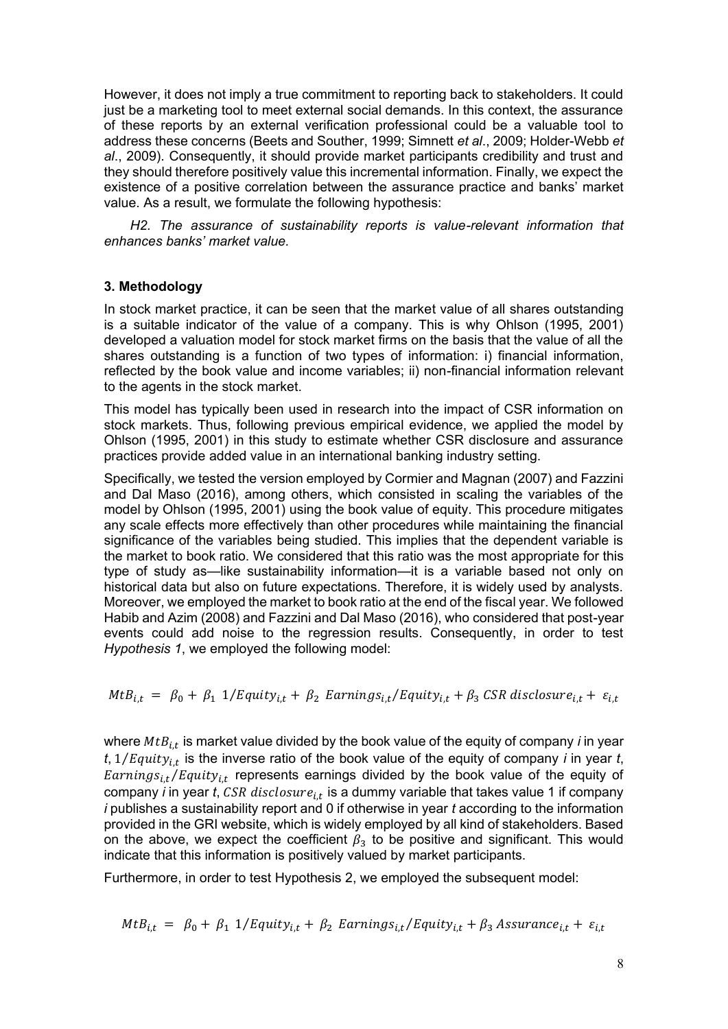However, it does not imply a true commitment to reporting back to stakeholders. It could just be a marketing tool to meet external social demands. In this context, the assurance of these reports by an external verification professional could be a valuable tool to address these concerns (Beets and Souther, 1999; Simnett *et al*., 2009; Holder-Webb *et al*., 2009). Consequently, it should provide market participants credibility and trust and they should therefore positively value this incremental information. Finally, we expect the existence of a positive correlation between the assurance practice and banks' market value. As a result, we formulate the following hypothesis:

*H2. The assurance of sustainability reports is value-relevant information that enhances banks' market value.*

## 3. Methodology

In stock market practice, it can be seen that the market value of all shares outstanding is a suitable indicator of the value of a company. This is why Ohlson (1995, 2001) developed a valuation model for stock market firms on the basis that the value of all the shares outstanding is a function of two types of information: i) financial information, reflected by the book value and income variables; ii) non-financial information relevant to the agents in the stock market.

This model has typically been used in research into the impact of CSR information on stock markets. Thus, following previous empirical evidence, we applied the model by Ohlson (1995, 2001) in this study to estimate whether CSR disclosure and assurance practices provide added value in an international banking industry setting.

Specifically, we tested the version employed by Cormier and Magnan (2007) and Fazzini and Dal Maso (2016), among others, which consisted in scaling the variables of the model by Ohlson (1995, 2001) using the book value of equity. This procedure mitigates any scale effects more effectively than other procedures while maintaining the financial significance of the variables being studied. This implies that the dependent variable is the market to book ratio. We considered that this ratio was the most appropriate for this type of study as—like sustainability information—it is a variable based not only on historical data but also on future expectations. Therefore, it is widely used by analysts. Moreover, we employed the market to book ratio at the end of the fiscal year. We followed Habib and Azim (2008) and Fazzini and Dal Maso (2016), who considered that post-year events could add noise to the regression results. Consequently, in order to test *Hypothesis 1*, we employed the following model:

$$MtB_{i,t} = \beta_0 + \beta_1 \ 1/Equity_{i,t} + \beta_2 \ Earnings_{i,t}/Equity_{i,t} + \beta_3 \ CSR \ disclosure_{i,t} + \varepsilon_{i,t}$$

where $MtB_{i,t}$ is market value divided by the book value of the equity of company *i* in year *t*, $1/Equity_{i,t}$ is the inverse ratio of the book value of the equity of company *i* in year *t*, $Earnings_{i,t}/Equity_{i,t}$ represents earnings divided by the book value of the equity of company *i* in year *t*, $CSR \ disclosure_{i,t}$ is a dummy variable that takes value 1 if company *i* publishes a sustainability report and 0 if otherwise in year *t* according to the information provided in the GRI website, which is widely employed by all kind of stakeholders. Based on the above, we expect the coefficient $\beta_3$ to be positive and significant. This would indicate that this information is positively valued by market participants.

Furthermore, in order to test Hypothesis 2, we employed the subsequent model:

$$MtB_{i,t} = \beta_0 + \beta_1 \ 1/Equity_{i,t} + \beta_2 \ Earnings_{i,t}/Equity_{i,t} + \beta_3 \ Assurance_{i,t} + \varepsilon_{i,t}$$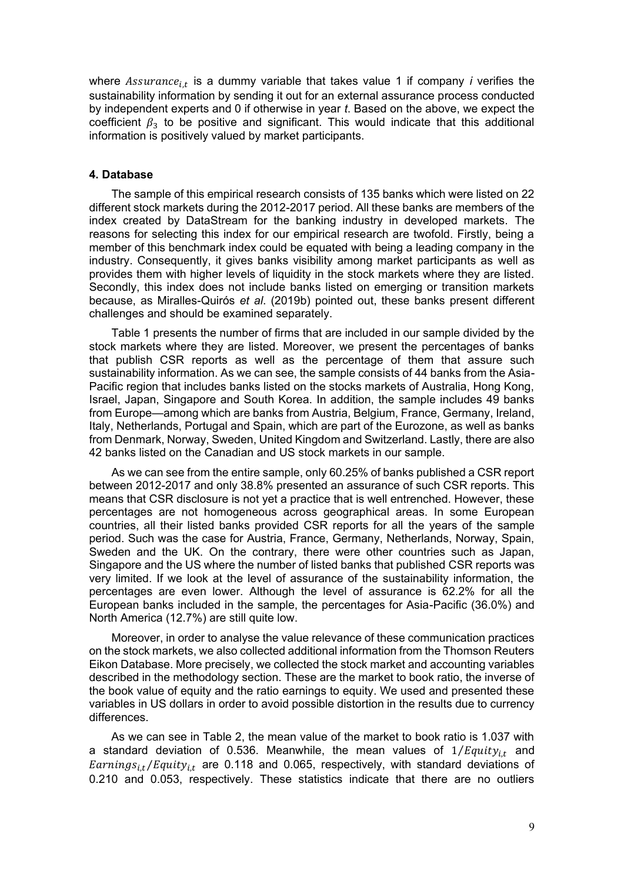where $Assurance_{i,t}$ is a dummy variable that takes value 1 if company *i* verifies the sustainability information by sending it out for an external assurance process conducted by independent experts and 0 if otherwise in year *t*. Based on the above, we expect the coefficient $\beta_3$ to be positive and significant. This would indicate that this additional information is positively valued by market participants.

## 4. Database

The sample of this empirical research consists of 135 banks which were listed on 22 different stock markets during the 2012-2017 period. All these banks are members of the index created by DataStream for the banking industry in developed markets. The reasons for selecting this index for our empirical research are twofold. Firstly, being a member of this benchmark index could be equated with being a leading company in the industry. Consequently, it gives banks visibility among market participants as well as provides them with higher levels of liquidity in the stock markets where they are listed. Secondly, this index does not include banks listed on emerging or transition markets because, as Miralles-Quirós *et al.* (2019b) pointed out, these banks present different challenges and should be examined separately.

Table 1 presents the number of firms that are included in our sample divided by the stock markets where they are listed. Moreover, we present the percentages of banks that publish CSR reports as well as the percentage of them that assure such sustainability information. As we can see, the sample consists of 44 banks from the Asia-Pacific region that includes banks listed on the stocks markets of Australia, Hong Kong, Israel, Japan, Singapore and South Korea. In addition, the sample includes 49 banks from Europe—among which are banks from Austria, Belgium, France, Germany, Ireland, Italy, Netherlands, Portugal and Spain, which are part of the Eurozone, as well as banks from Denmark, Norway, Sweden, United Kingdom and Switzerland. Lastly, there are also 42 banks listed on the Canadian and US stock markets in our sample.

As we can see from the entire sample, only 60.25% of banks published a CSR report between 2012-2017 and only 38.8% presented an assurance of such CSR reports. This means that CSR disclosure is not yet a practice that is well entrenched. However, these percentages are not homogeneous across geographical areas. In some European countries, all their listed banks provided CSR reports for all the years of the sample period. Such was the case for Austria, France, Germany, Netherlands, Norway, Spain, Sweden and the UK. On the contrary, there were other countries such as Japan, Singapore and the US where the number of listed banks that published CSR reports was very limited. If we look at the level of assurance of the sustainability information, the percentages are even lower. Although the level of assurance is 62.2% for all the European banks included in the sample, the percentages for Asia-Pacific (36.0%) and North America (12.7%) are still quite low.

Moreover, in order to analyse the value relevance of these communication practices on the stock markets, we also collected additional information from the Thomson Reuters Eikon Database. More precisely, we collected the stock market and accounting variables described in the methodology section. These are the market to book ratio, the inverse of the book value of equity and the ratio earnings to equity. We used and presented these variables in US dollars in order to avoid possible distortion in the results due to currency differences.

As we can see in Table 2, the mean value of the market to book ratio is 1.037 with a standard deviation of 0.536. Meanwhile, the mean values of $1/Equity_{i,t}$ and $Earnings_{i,t}/Equity_{i,t}$ are 0.118 and 0.065, respectively, with standard deviations of 0.210 and 0.053, respectively. These statistics indicate that there are no outliers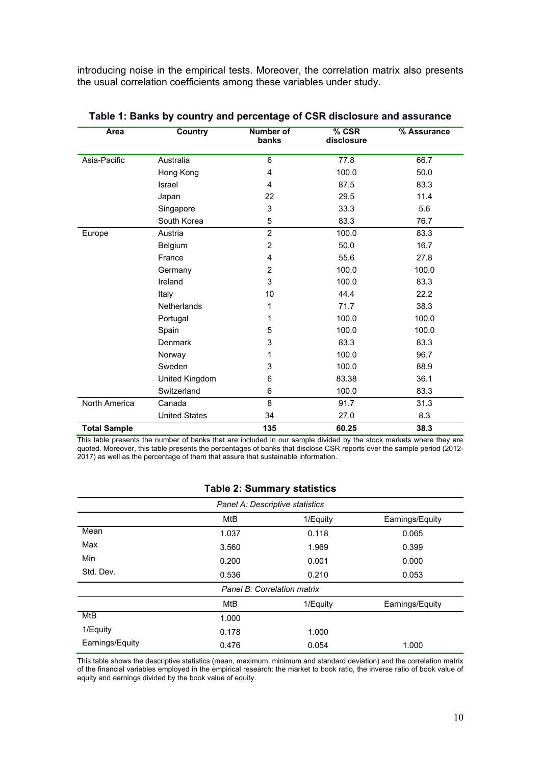introducing noise in the empirical tests. Moreover, the correlation matrix also presents the usual correlation coefficients among these variables under study.

**Table 1: Banks by country and percentage of CSR disclosure and assurance**

| Area | Country | Number of banks | % CSR disclosure | % Assurance |
|---|---|---|---|---|
| Asia-Pacific | Australia | 6 | 77.8 | 66.7 |
| | Hong Kong | 4 | 100.0 | 50.0 |
| | Israel | 4 | 87.5 | 83.3 |
| | Japan | 22 | 29.5 | 11.4 |
| | Singapore | 3 | 33.3 | 5.6 |
| | South Korea | 5 | 83.3 | 76.7 |
| Europe | Austria | 2 | 100.0 | 83.3 |
| | Belgium | 2 | 50.0 | 16.7 |
| | France | 4 | 55.6 | 27.8 |
| | Germany | 2 | 100.0 | 100.0 |
| | Ireland | 3 | 100.0 | 83.3 |
| | Italy | 10 | 44.4 | 22.2 |
| | Netherlands | 1 | 71.7 | 38.3 |
| | Portugal | 1 | 100.0 | 100.0 |
| | Spain | 5 | 100.0 | 100.0 |
| | Denmark | 3 | 83.3 | 83.3 |
| | Norway | 1 | 100.0 | 96.7 |
| | Sweden | 3 | 100.0 | 88.9 |
| | United Kingdom | 6 | 83.38 | 36.1 |
| | Switzerland | 6 | 100.0 | 83.3 |
| North America | Canada | 8 | 91.7 | 31.3 |
| | United States | 34 | 27.0 | 8.3 |
| **Total Sample** | | **135** | **60.25** | **38.3** |

This table presents the number of banks that are included in our sample divided by the stock markets where they are quoted. Moreover, this table presents the percentages of banks that disclose CSR reports over the sample period (2012-2017) as well as the percentage of them that assure that sustainable information.

**Table 2: Summary statistics**

| *Panel A: Descriptive statistics* | | | |
|---|---|---|---|
| | MtB | 1/Equity | Earnings/Equity |
| Mean | 1.037 | 0.118 | 0.065 |
| Max | 3.560 | 1.969 | 0.399 |
| Min | 0.200 | 0.001 | 0.000 |
| Std. Dev. | 0.536 | 0.210 | 0.053 |
| *Panel B: Correlation matrix* | | | |
| | MtB | 1/Equity | Earnings/Equity |
| MtB | 1.000 | | |
| 1/Equity | 0.178 | 1.000 | |
| Earnings/Equity | 0.476 | 0.054 | 1.000 |

This table shows the descriptive statistics (mean, maximum, minimum and standard deviation) and the correlation matrix of the financial variables employed in the empirical research: the market to book ratio, the inverse ratio of book value of equity and earnings divided by the book value of equity.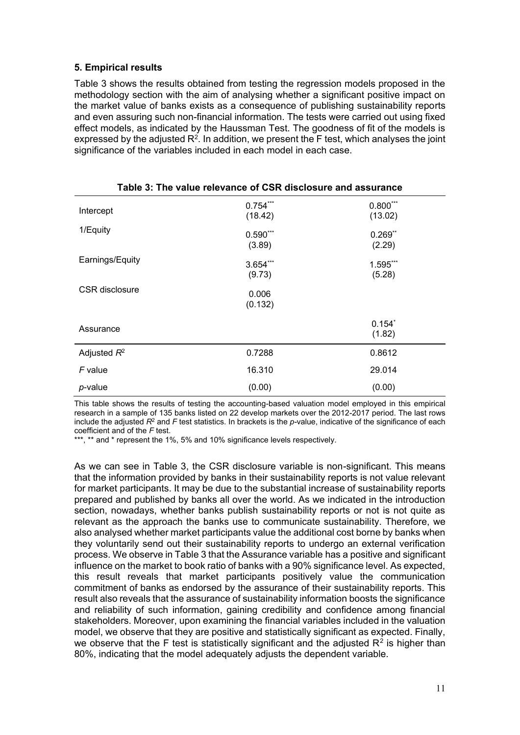## 5. Empirical results

Table 3 shows the results obtained from testing the regression models proposed in the methodology section with the aim of analysing whether a significant positive impact on the market value of banks exists as a consequence of publishing sustainability reports and even assuring such non-financial information. The tests were carried out using fixed effect models, as indicated by the Haussman Test. The goodness of fit of the models is expressed by the adjusted $R^2$. In addition, we present the F test, which analyses the joint significance of the variables included in each model in each case.

**Table 3: The value relevance of CSR disclosure and assurance**

| | | |
|---|---|---|
| Intercept | $0.754^{***}$ (18.42) | $0.800^{***}$ (13.02) |
| 1/Equity | $0.590^{***}$ (3.89) | $0.269^{**}$ (2.29) |
| Earnings/Equity | $3.654^{***}$ (9.73) | $1.595^{***}$ (5.28) |
| CSR disclosure | 0.006 (0.132) | |
| Assurance | | $0.154^{*}$ (1.82) |
| Adjusted $R^2$ | 0.7288 | 0.8612 |
| $F$ value | 16.310 | 29.014 |
| $p$-value | (0.00) | (0.00) |

This table shows the results of testing the accounting-based valuation model employed in this empirical research in a sample of 135 banks listed on 22 develop markets over the 2012-2017 period. The last rows include the adjusted $R^2$ and $F$ test statistics. In brackets is the $p$-value, indicative of the significance of each coefficient and of the $F$ test.

***, ** and * represent the 1%, 5% and 10% significance levels respectively.

As we can see in Table 3, the CSR disclosure variable is non-significant. This means that the information provided by banks in their sustainability reports is not value relevant for market participants. It may be due to the substantial increase of sustainability reports prepared and published by banks all over the world. As we indicated in the introduction section, nowadays, whether banks publish sustainability reports or not is not quite as relevant as the approach the banks use to communicate sustainability. Therefore, we also analysed whether market participants value the additional cost borne by banks when they voluntarily send out their sustainability reports to undergo an external verification process. We observe in Table 3 that the Assurance variable has a positive and significant influence on the market to book ratio of banks with a 90% significance level. As expected, this result reveals that market participants positively value the communication commitment of banks as endorsed by the assurance of their sustainability reports. This result also reveals that the assurance of sustainability information boosts the significance and reliability of such information, gaining credibility and confidence among financial stakeholders. Moreover, upon examining the financial variables included in the valuation model, we observe that they are positive and statistically significant as expected. Finally, we observe that the F test is statistically significant and the adjusted $R^2$ is higher than 80%, indicating that the model adequately adjusts the dependent variable.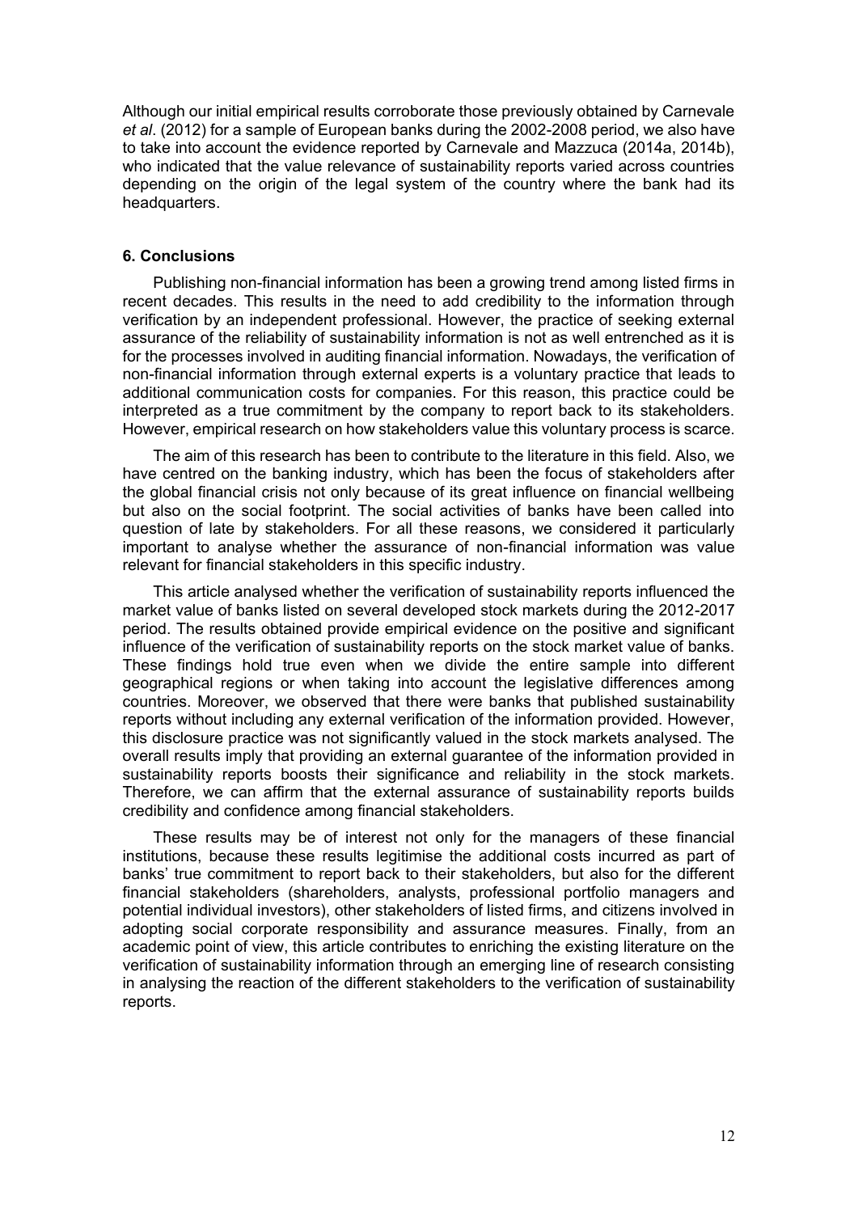Although our initial empirical results corroborate those previously obtained by Carnevale *et al*. (2012) for a sample of European banks during the 2002-2008 period, we also have to take into account the evidence reported by Carnevale and Mazzuca (2014a, 2014b), who indicated that the value relevance of sustainability reports varied across countries depending on the origin of the legal system of the country where the bank had its headquarters.

## 6. Conclusions

Publishing non-financial information has been a growing trend among listed firms in recent decades. This results in the need to add credibility to the information through verification by an independent professional. However, the practice of seeking external assurance of the reliability of sustainability information is not as well entrenched as it is for the processes involved in auditing financial information. Nowadays, the verification of non-financial information through external experts is a voluntary practice that leads to additional communication costs for companies. For this reason, this practice could be interpreted as a true commitment by the company to report back to its stakeholders. However, empirical research on how stakeholders value this voluntary process is scarce.

The aim of this research has been to contribute to the literature in this field. Also, we have centred on the banking industry, which has been the focus of stakeholders after the global financial crisis not only because of its great influence on financial wellbeing but also on the social footprint. The social activities of banks have been called into question of late by stakeholders. For all these reasons, we considered it particularly important to analyse whether the assurance of non-financial information was value relevant for financial stakeholders in this specific industry.

This article analysed whether the verification of sustainability reports influenced the market value of banks listed on several developed stock markets during the 2012-2017 period. The results obtained provide empirical evidence on the positive and significant influence of the verification of sustainability reports on the stock market value of banks. These findings hold true even when we divide the entire sample into different geographical regions or when taking into account the legislative differences among countries. Moreover, we observed that there were banks that published sustainability reports without including any external verification of the information provided. However, this disclosure practice was not significantly valued in the stock markets analysed. The overall results imply that providing an external guarantee of the information provided in sustainability reports boosts their significance and reliability in the stock markets. Therefore, we can affirm that the external assurance of sustainability reports builds credibility and confidence among financial stakeholders.

These results may be of interest not only for the managers of these financial institutions, because these results legitimise the additional costs incurred as part of banks' true commitment to report back to their stakeholders, but also for the different financial stakeholders (shareholders, analysts, professional portfolio managers and potential individual investors), other stakeholders of listed firms, and citizens involved in adopting social corporate responsibility and assurance measures. Finally, from an academic point of view, this article contributes to enriching the existing literature on the verification of sustainability information through an emerging line of research consisting in analysing the reaction of the different stakeholders to the verification of sustainability reports.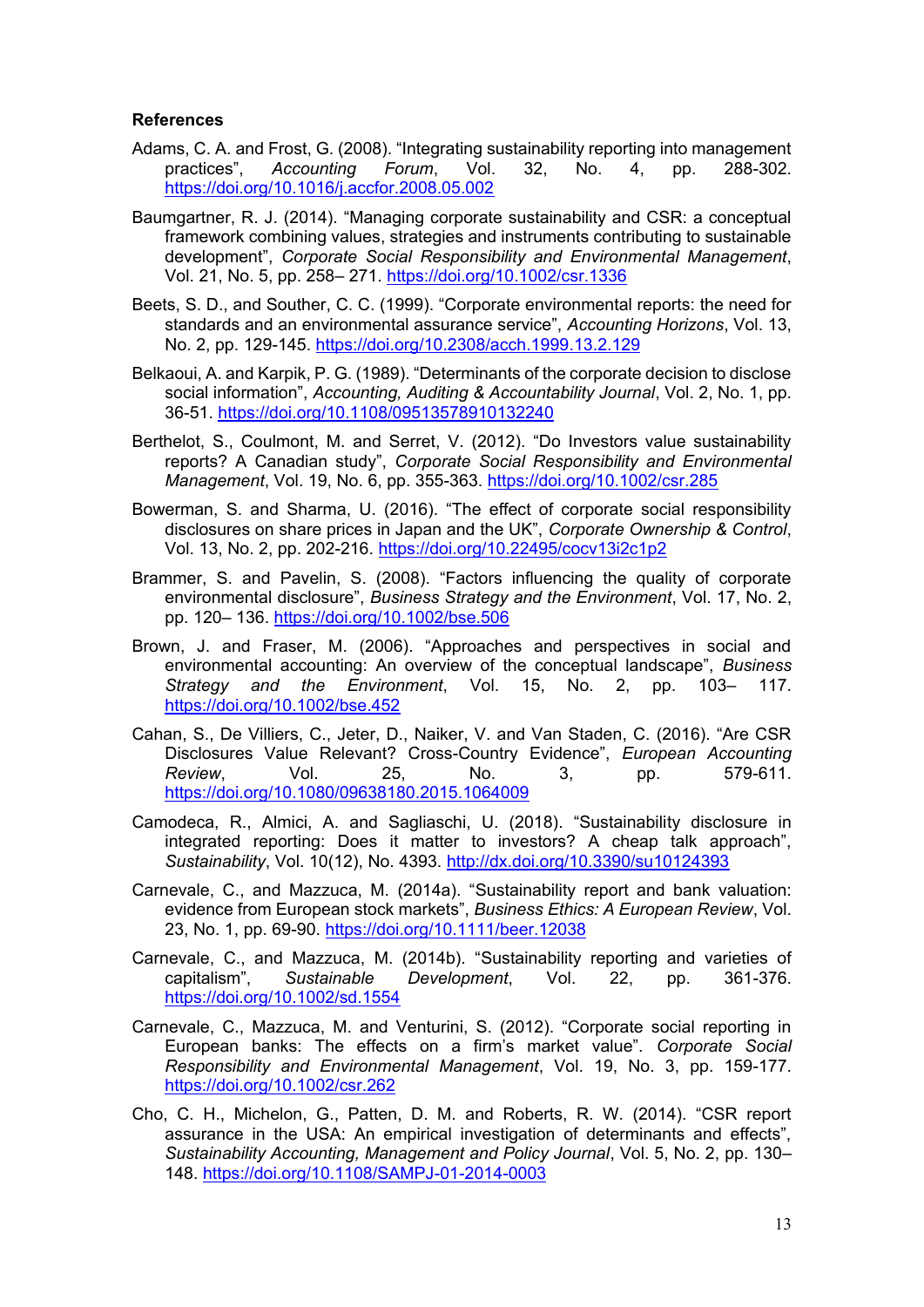**References**

Adams, C. A. and Frost, G. (2008). "Integrating sustainability reporting into management practices", *Accounting Forum*, Vol. 32, No. 4, pp. 288-302. https://doi.org/10.1016/j.accfor.2008.05.002

Baumgartner, R. J. (2014). "Managing corporate sustainability and CSR: a conceptual framework combining values, strategies and instruments contributing to sustainable development", *Corporate Social Responsibility and Environmental Management*, Vol. 21, No. 5, pp. 258– 271. https://doi.org/10.1002/csr.1336

Beets, S. D., and Souther, C. C. (1999). "Corporate environmental reports: the need for standards and an environmental assurance service", *Accounting Horizons*, Vol. 13, No. 2, pp. 129-145. https://doi.org/10.2308/acch.1999.13.2.129

Belkaoui, A. and Karpik, P. G. (1989). "Determinants of the corporate decision to disclose social information", *Accounting, Auditing & Accountability Journal*, Vol. 2, No. 1, pp. 36-51. https://doi.org/10.1108/09513578910132240

Berthelot, S., Coulmont, M. and Serret, V. (2012). "Do Investors value sustainability reports? A Canadian study", *Corporate Social Responsibility and Environmental Management*, Vol. 19, No. 6, pp. 355-363. https://doi.org/10.1002/csr.285

Bowerman, S. and Sharma, U. (2016). "The effect of corporate social responsibility disclosures on share prices in Japan and the UK", *Corporate Ownership & Control*, Vol. 13, No. 2, pp. 202-216. https://doi.org/10.22495/cocv13i2c1p2

Brammer, S. and Pavelin, S. (2008). "Factors influencing the quality of corporate environmental disclosure", *Business Strategy and the Environment*, Vol. 17, No. 2, pp. 120– 136. https://doi.org/10.1002/bse.506

Brown, J. and Fraser, M. (2006). "Approaches and perspectives in social and environmental accounting: An overview of the conceptual landscape", *Business Strategy and the Environment*, Vol. 15, No. 2, pp. 103– 117. https://doi.org/10.1002/bse.452

Cahan, S., De Villiers, C., Jeter, D., Naiker, V. and Van Staden, C. (2016). "Are CSR Disclosures Value Relevant? Cross-Country Evidence", *European Accounting Review*, Vol. 25, No. 3, pp. 579-611. https://doi.org/10.1080/09638180.2015.1064009

Camodeca, R., Almici, A. and Sagliaschi, U. (2018). "Sustainability disclosure in integrated reporting: Does it matter to investors? A cheap talk approach", *Sustainability*, Vol. 10(12), No. 4393. http://dx.doi.org/10.3390/su10124393

Carnevale, C., and Mazzuca, M. (2014a). "Sustainability report and bank valuation: evidence from European stock markets", *Business Ethics: A European Review*, Vol. 23, No. 1, pp. 69-90. https://doi.org/10.1111/beer.12038

Carnevale, C., and Mazzuca, M. (2014b). "Sustainability reporting and varieties of capitalism", *Sustainable Development*, Vol. 22, pp. 361-376. https://doi.org/10.1002/sd.1554

Carnevale, C., Mazzuca, M. and Venturini, S. (2012). "Corporate social reporting in European banks: The effects on a firm's market value". *Corporate Social Responsibility and Environmental Management*, Vol. 19, No. 3, pp. 159-177. https://doi.org/10.1002/csr.262

Cho, C. H., Michelon, G., Patten, D. M. and Roberts, R. W. (2014). "CSR report assurance in the USA: An empirical investigation of determinants and effects", *Sustainability Accounting, Management and Policy Journal*, Vol. 5, No. 2, pp. 130–148. https://doi.org/10.1108/SAMPJ-01-2014-0003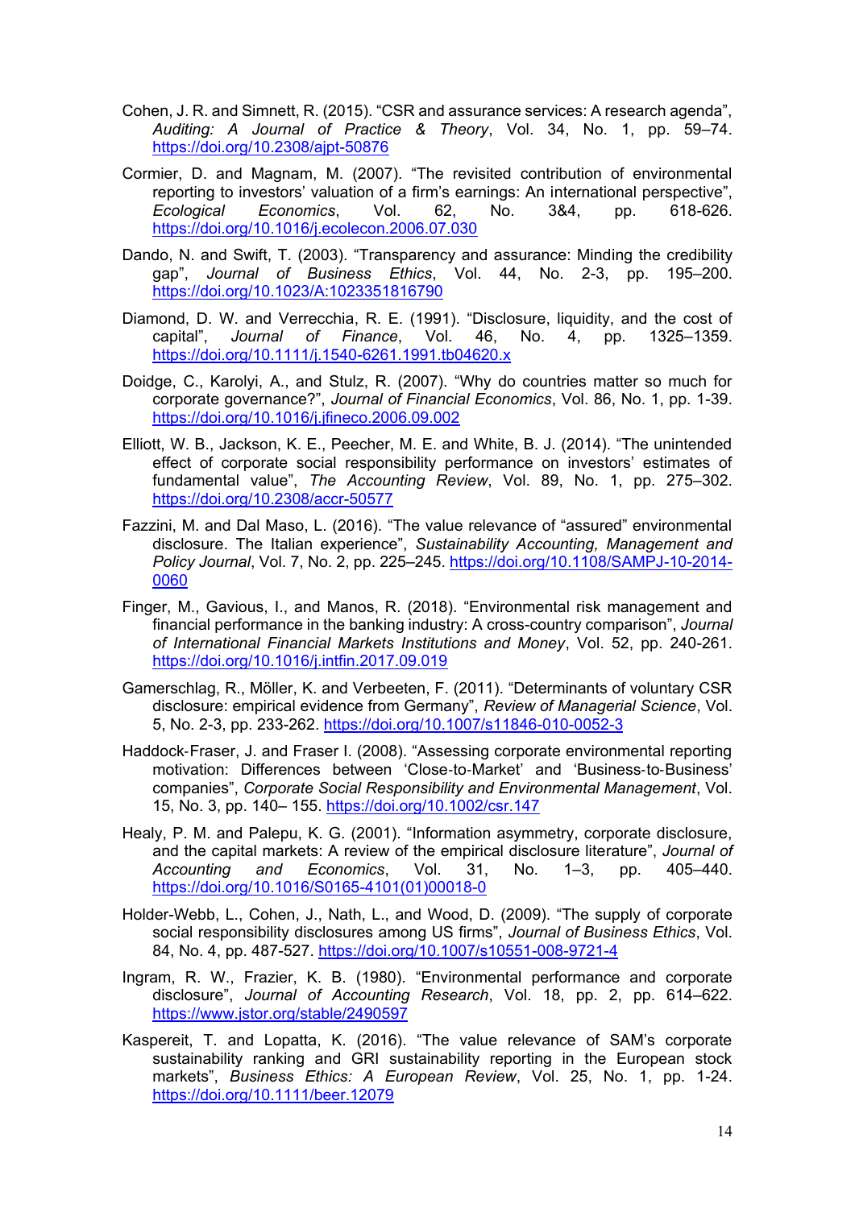Cohen, J. R. and Simnett, R. (2015). “CSR and assurance services: A research agenda”, *Auditing: A Journal of Practice & Theory*, Vol. 34, No. 1, pp. 59–74. https://doi.org/10.2308/ajpt-50876

Cormier, D. and Magnam, M. (2007). “The revisited contribution of environmental reporting to investors' valuation of a firm's earnings: An international perspective”, *Ecological Economics*, Vol. 62, No. 3&4, pp. 618-626. https://doi.org/10.1016/j.ecolecon.2006.07.030

Dando, N. and Swift, T. (2003). “Transparency and assurance: Minding the credibility gap”, *Journal of Business Ethics*, Vol. 44, No. 2-3, pp. 195–200. https://doi.org/10.1023/A:1023351816790

Diamond, D. W. and Verrecchia, R. E. (1991). “Disclosure, liquidity, and the cost of capital”, *Journal of Finance*, Vol. 46, No. 4, pp. 1325–1359. https://doi.org/10.1111/j.1540-6261.1991.tb04620.x

Doidge, C., Karolyi, A., and Stulz, R. (2007). “Why do countries matter so much for corporate governance?”, *Journal of Financial Economics*, Vol. 86, No. 1, pp. 1-39. https://doi.org/10.1016/j.jfineco.2006.09.002

Elliott, W. B., Jackson, K. E., Peecher, M. E. and White, B. J. (2014). “The unintended effect of corporate social responsibility performance on investors' estimates of fundamental value”, *The Accounting Review*, Vol. 89, No. 1, pp. 275–302. https://doi.org/10.2308/accr-50577

Fazzini, M. and Dal Maso, L. (2016). “The value relevance of “assured” environmental disclosure. The Italian experience”, *Sustainability Accounting, Management and Policy Journal*, Vol. 7, No. 2, pp. 225–245. https://doi.org/10.1108/SAMPJ-10-2014-0060

Finger, M., Gavious, I., and Manos, R. (2018). “Environmental risk management and financial performance in the banking industry: A cross-country comparison”, *Journal of International Financial Markets Institutions and Money*, Vol. 52, pp. 240-261. https://doi.org/10.1016/j.intfin.2017.09.019

Gamerschlag, R., Möller, K. and Verbeeten, F. (2011). “Determinants of voluntary CSR disclosure: empirical evidence from Germany”, *Review of Managerial Science*, Vol. 5, No. 2-3, pp. 233-262. https://doi.org/10.1007/s11846-010-0052-3

Haddock‐Fraser, J. and Fraser I. (2008). “Assessing corporate environmental reporting motivation: Differences between ‘Close‐to‐Market’ and ‘Business‐to‐Business’ companies”, *Corporate Social Responsibility and Environmental Management*, Vol. 15, No. 3, pp. 140– 155. https://doi.org/10.1002/csr.147

Healy, P. M. and Palepu, K. G. (2001). “Information asymmetry, corporate disclosure, and the capital markets: A review of the empirical disclosure literature”, *Journal of Accounting and Economics*, Vol. 31, No. 1–3, pp. 405–440. https://doi.org/10.1016/S0165-4101(01)00018-0

Holder-Webb, L., Cohen, J., Nath, L., and Wood, D. (2009). “The supply of corporate social responsibility disclosures among US firms”, *Journal of Business Ethics*, Vol. 84, No. 4, pp. 487-527. https://doi.org/10.1007/s10551-008-9721-4

Ingram, R. W., Frazier, K. B. (1980). “Environmental performance and corporate disclosure”, *Journal of Accounting Research*, Vol. 18, pp. 2, pp. 614–622. https://www.jstor.org/stable/2490597

Kaspereit, T. and Lopatta, K. (2016). “The value relevance of SAM's corporate sustainability ranking and GRI sustainability reporting in the European stock markets”, *Business Ethics: A European Review*, Vol. 25, No. 1, pp. 1-24. https://doi.org/10.1111/beer.12079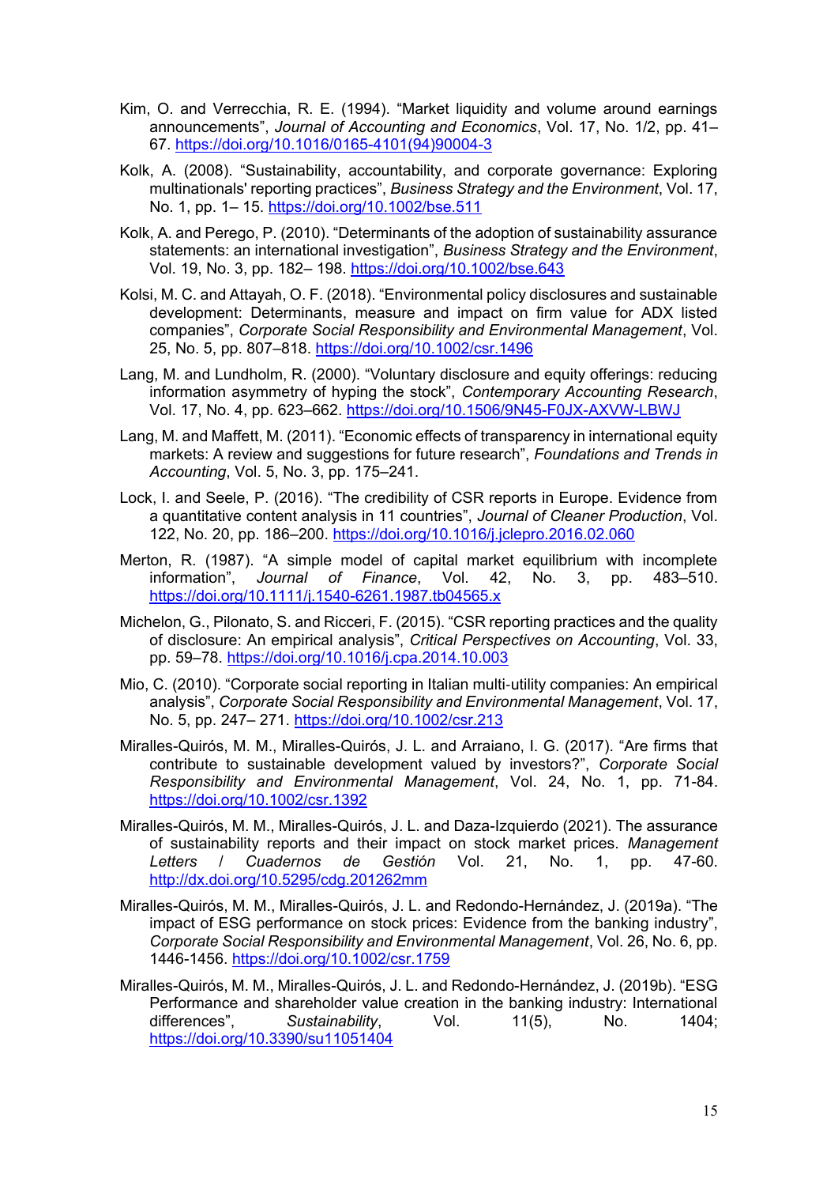Kim, O. and Verrecchia, R. E. (1994). “Market liquidity and volume around earnings announcements”, *Journal of Accounting and Economics*, Vol. 17, No. 1/2, pp. 41–67. https://doi.org/10.1016/0165-4101(94)90004-3

Kolk, A. (2008). “Sustainability, accountability, and corporate governance: Exploring multinationals' reporting practices”, *Business Strategy and the Environment*, Vol. 17, No. 1, pp. 1– 15. https://doi.org/10.1002/bse.511

Kolk, A. and Perego, P. (2010). “Determinants of the adoption of sustainability assurance statements: an international investigation”, *Business Strategy and the Environment*, Vol. 19, No. 3, pp. 182– 198. https://doi.org/10.1002/bse.643

Kolsi, M. C. and Attayah, O. F. (2018). “Environmental policy disclosures and sustainable development: Determinants, measure and impact on firm value for ADX listed companies”, *Corporate Social Responsibility and Environmental Management*, Vol. 25, No. 5, pp. 807–818. https://doi.org/10.1002/csr.1496

Lang, M. and Lundholm, R. (2000). “Voluntary disclosure and equity offerings: reducing information asymmetry of hyping the stock”, *Contemporary Accounting Research*, Vol. 17, No. 4, pp. 623–662. https://doi.org/10.1506/9N45-F0JX-AXVW-LBWJ

Lang, M. and Maffett, M. (2011). “Economic effects of transparency in international equity markets: A review and suggestions for future research”, *Foundations and Trends in Accounting*, Vol. 5, No. 3, pp. 175–241.

Lock, I. and Seele, P. (2016). “The credibility of CSR reports in Europe. Evidence from a quantitative content analysis in 11 countries”, *Journal of Cleaner Production*, Vol. 122, No. 20, pp. 186–200. https://doi.org/10.1016/j.jclepro.2016.02.060

Merton, R. (1987). “A simple model of capital market equilibrium with incomplete information”, *Journal of Finance*, Vol. 42, No. 3, pp. 483–510. https://doi.org/10.1111/j.1540-6261.1987.tb04565.x

Michelon, G., Pilonato, S. and Ricceri, F. (2015). “CSR reporting practices and the quality of disclosure: An empirical analysis”, *Critical Perspectives on Accounting*, Vol. 33, pp. 59–78. https://doi.org/10.1016/j.cpa.2014.10.003

Mio, C. (2010). “Corporate social reporting in Italian multi-utility companies: An empirical analysis”, *Corporate Social Responsibility and Environmental Management*, Vol. 17, No. 5, pp. 247– 271. https://doi.org/10.1002/csr.213

Miralles-Quirós, M. M., Miralles-Quirós, J. L. and Arraiano, I. G. (2017). “Are firms that contribute to sustainable development valued by investors?”, *Corporate Social Responsibility and Environmental Management*, Vol. 24, No. 1, pp. 71-84. https://doi.org/10.1002/csr.1392

Miralles-Quirós, M. M., Miralles-Quirós, J. L. and Daza-Izquierdo (2021). The assurance of sustainability reports and their impact on stock market prices. *Management Letters / Cuadernos de Gestión* Vol. 21, No. 1, pp. 47-60. http://dx.doi.org/10.5295/cdg.201262mm

Miralles-Quirós, M. M., Miralles-Quirós, J. L. and Redondo-Hernández, J. (2019a). “The impact of ESG performance on stock prices: Evidence from the banking industry”, *Corporate Social Responsibility and Environmental Management*, Vol. 26, No. 6, pp. 1446-1456. https://doi.org/10.1002/csr.1759

Miralles-Quirós, M. M., Miralles-Quirós, J. L. and Redondo-Hernández, J. (2019b). “ESG Performance and shareholder value creation in the banking industry: International differences”, *Sustainability*, Vol. 11(5), No. 1404; https://doi.org/10.3390/su11051404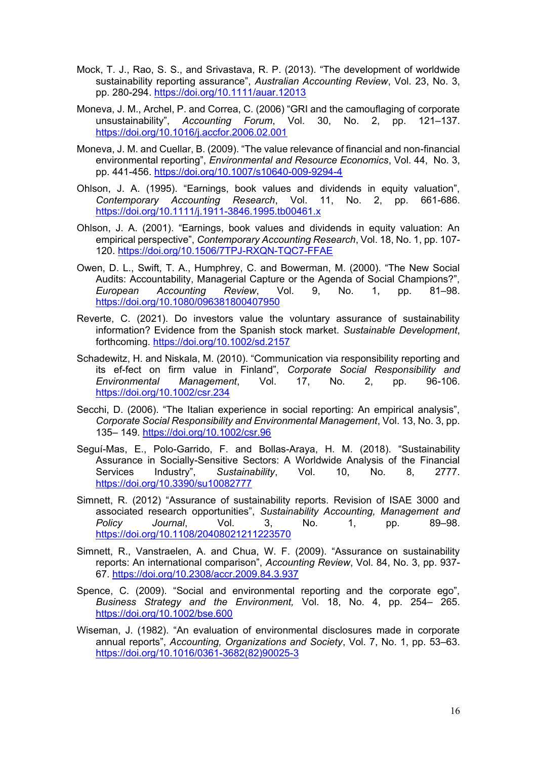Mock, T. J., Rao, S. S., and Srivastava, R. P. (2013). “The development of worldwide sustainability reporting assurance”, *Australian Accounting Review*, Vol. 23, No. 3, pp. 280-294. https://doi.org/10.1111/auar.12013

Moneva, J. M., Archel, P. and Correa, C. (2006) “GRI and the camouflaging of corporate unsustainability”, *Accounting Forum*, Vol. 30, No. 2, pp. 121–137. https://doi.org/10.1016/j.accfor.2006.02.001

Moneva, J. M. and Cuellar, B. (2009). “The value relevance of financial and non-financial environmental reporting”, *Environmental and Resource Economics*, Vol. 44, No. 3, pp. 441-456. https://doi.org/10.1007/s10640-009-9294-4

Ohlson, J. A. (1995). “Earnings, book values and dividends in equity valuation”, *Contemporary Accounting Research*, Vol. 11, No. 2, pp. 661-686. https://doi.org/10.1111/j.1911-3846.1995.tb00461.x

Ohlson, J. A. (2001). “Earnings, book values and dividends in equity valuation: An empirical perspective”, *Contemporary Accounting Research*, Vol. 18, No. 1, pp. 107-120. https://doi.org/10.1506/7TPJ-RXQN-TQC7-FFAE

Owen, D. L., Swift, T. A., Humphrey, C. and Bowerman, M. (2000). “The New Social Audits: Accountability, Managerial Capture or the Agenda of Social Champions?”, *European Accounting Review*, Vol. 9, No. 1, pp. 81–98. https://doi.org/10.1080/096381800407950

Reverte, C. (2021). Do investors value the voluntary assurance of sustainability information? Evidence from the Spanish stock market. *Sustainable Development*, forthcoming. https://doi.org/10.1002/sd.2157

Schadewitz, H. and Niskala, M. (2010). “Communication via responsibility reporting and its ef-fect on firm value in Finland”, *Corporate Social Responsibility and Environmental Management*, Vol. 17, No. 2, pp. 96-106. https://doi.org/10.1002/csr.234

Secchi, D. (2006). “The Italian experience in social reporting: An empirical analysis”, *Corporate Social Responsibility and Environmental Management*, Vol. 13, No. 3, pp. 135– 149. https://doi.org/10.1002/csr.96

Seguí-Mas, E., Polo-Garrido, F. and Bollas-Araya, H. M. (2018). “Sustainability Assurance in Socially-Sensitive Sectors: A Worldwide Analysis of the Financial Services Industry”, *Sustainability*, Vol. 10, No. 8, 2777. https://doi.org/10.3390/su10082777

Simnett, R. (2012) “Assurance of sustainability reports. Revision of ISAE 3000 and associated research opportunities”, *Sustainability Accounting, Management and Policy Journal*, Vol. 3, No. 1, pp. 89–98. https://doi.org/10.1108/20408021211223570

Simnett, R., Vanstraelen, A. and Chua, W. F. (2009). “Assurance on sustainability reports: An international comparison”, *Accounting Review*, Vol. 84, No. 3, pp. 937-67. https://doi.org/10.2308/accr.2009.84.3.937

Spence, C. (2009). “Social and environmental reporting and the corporate ego”, *Business Strategy and the Environment,* Vol. 18, No. 4, pp. 254– 265. https://doi.org/10.1002/bse.600

Wiseman, J. (1982). “An evaluation of environmental disclosures made in corporate annual reports”, *Accounting, Organizations and Society*, Vol. 7, No. 1, pp. 53–63. https://doi.org/10.1016/0361-3682(82)90025-3